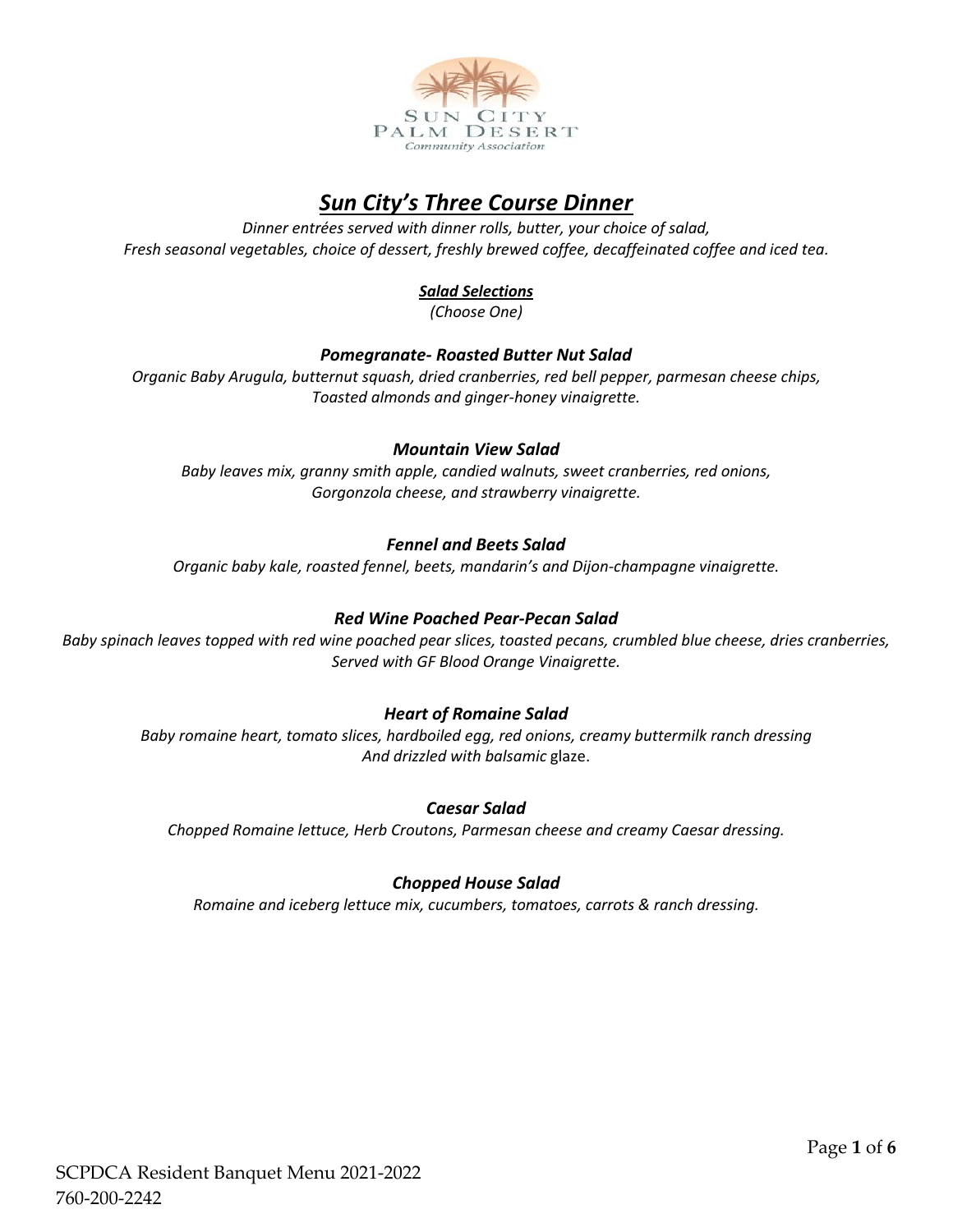# *Sun City's Three Course Dinner*

*Dinner entrées served with dinner rolls, butter, your choice of salad, Fresh seasonal vegetables, choice of dessert, freshly brewed coffee, decaffeinated coffee and iced tea.*

## *Salad Selections*

*(Choose One)*

### *Pomegranate- Roasted Butter Nut Salad*

*Organic Baby Arugula, butternut squash, dried cranberries, red bell pepper, parmesan cheese chips, Toasted almonds and ginger-honey vinaigrette.*

### *Mountain View Salad*

*Baby leaves mix, granny smith apple, candied walnuts, sweet cranberries, red onions, Gorgonzola cheese, and strawberry vinaigrette.*

### *Fennel and Beets Salad*

*Organic baby kale, roasted fennel, beets, mandarin's and Dijon-champagne vinaigrette.*

### *Red Wine Poached Pear-Pecan Salad*

*Baby spinach leaves topped with red wine poached pear slices, toasted pecans, crumbled blue cheese, dries cranberries, Served with GF Blood Orange Vinaigrette.*

### *Heart of Romaine Salad*

*Baby romaine heart, tomato slices, hardboiled egg, red onions, creamy buttermilk ranch dressing And drizzled with balsamic* glaze.

### *Caesar Salad*

*Chopped Romaine lettuce, Herb Croutons, Parmesan cheese and creamy Caesar dressing.*

### *Chopped House Salad*

*Romaine and iceberg lettuce mix, cucumbers, tomatoes, carrots & ranch dressing.*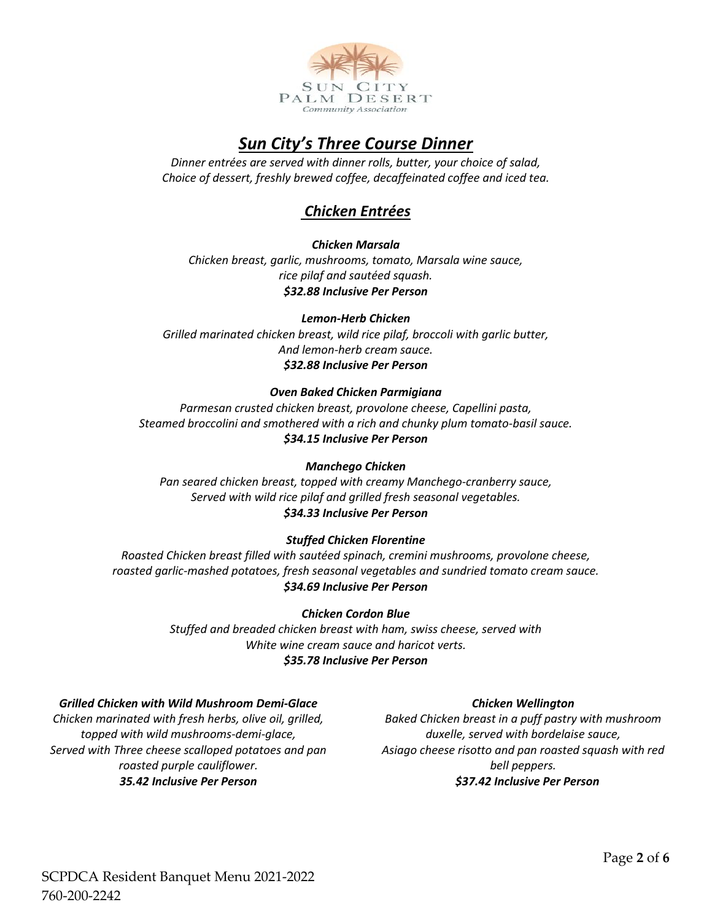# *Sun City's Three Course Dinner*

*Dinner entrées are served with dinner rolls, butter, your choice of salad, Choice of dessert, freshly brewed coffee, decaffeinated coffee and iced tea.*

## *Chicken Entrées*

***Chicken Marsala***

*Chicken breast, garlic, mushrooms, tomato, Marsala wine sauce, rice pilaf and sautéed squash.*

***$32.88 Inclusive Per Person***

***Lemon-Herb Chicken***

*Grilled marinated chicken breast, wild rice pilaf, broccoli with garlic butter, And lemon-herb cream sauce.*

***$32.88 Inclusive Per Person***

***Oven Baked Chicken Parmigiana***

*Parmesan crusted chicken breast, provolone cheese, Capellini pasta, Steamed broccolini and smothered with a rich and chunky plum tomato-basil sauce.*

***$34.15 Inclusive Per Person***

***Manchego Chicken***

*Pan seared chicken breast, topped with creamy Manchego-cranberry sauce, Served with wild rice pilaf and grilled fresh seasonal vegetables.*

***$34.33 Inclusive Per Person***

***Stuffed Chicken Florentine***

*Roasted Chicken breast filled with sautéed spinach, cremini mushrooms, provolone cheese, roasted garlic-mashed potatoes, fresh seasonal vegetables and sundried tomato cream sauce.*

***$34.69 Inclusive Per Person***

***Chicken Cordon Blue***

*Stuffed and breaded chicken breast with ham, swiss cheese, served with White wine cream sauce and haricot verts.*

***$35.78 Inclusive Per Person***

***Grilled Chicken with Wild Mushroom Demi-Glace***

*Chicken marinated with fresh herbs, olive oil, grilled, topped with wild mushrooms-demi-glace, Served with Three cheese scalloped potatoes and pan roasted purple cauliflower.*

***35.42 Inclusive Per Person***

***Chicken Wellington***

*Baked Chicken breast in a puff pastry with mushroom duxelle, served with bordelaise sauce, Asiago cheese risotto and pan roasted squash with red bell peppers.*

***$37.42 Inclusive Per Person***

SCPDCA Resident Banquet Menu 2021-2022
760-200-2242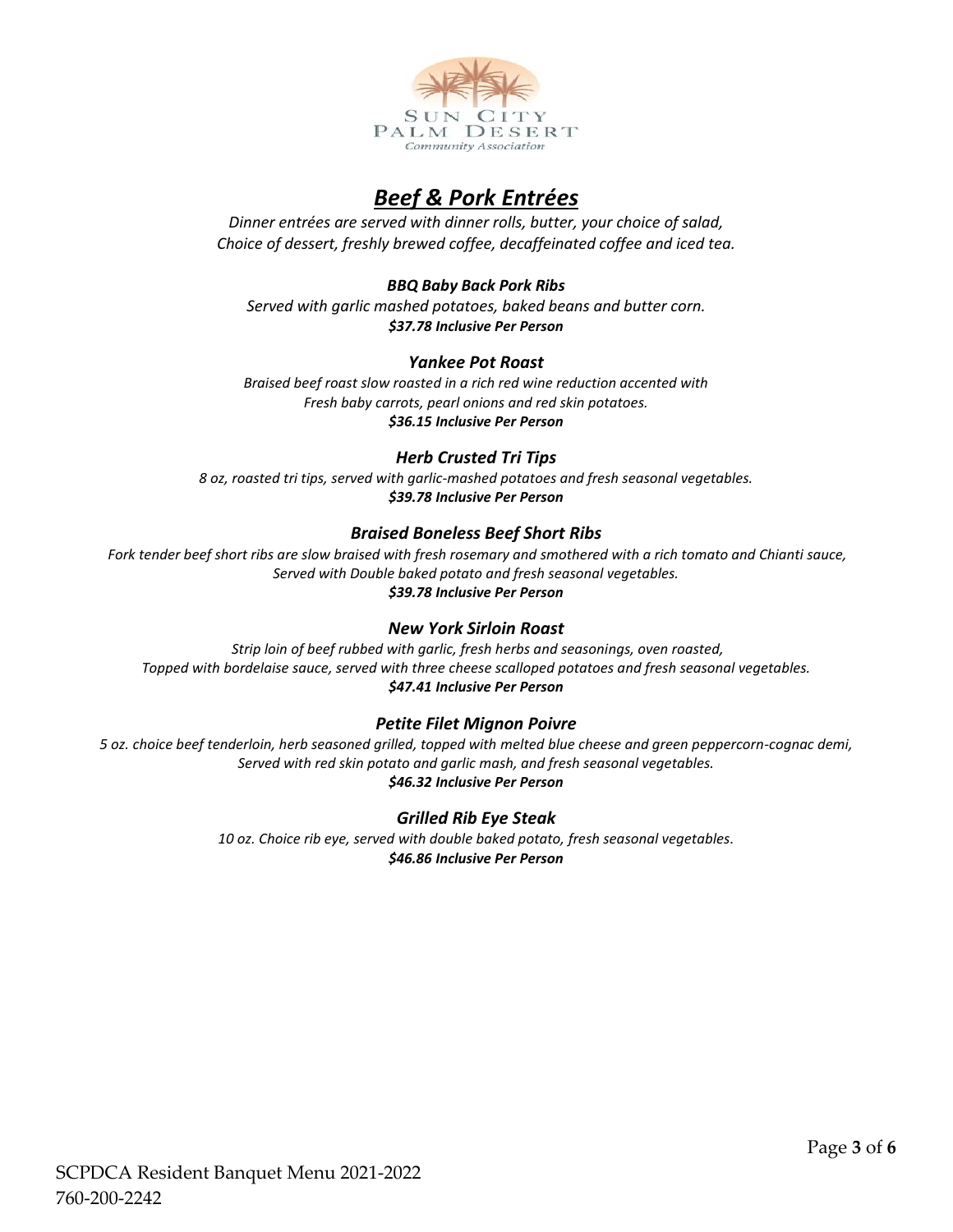# ***Beef & Pork Entrées***

*Dinner entrées are served with dinner rolls, butter, your choice of salad,*
*Choice of dessert, freshly brewed coffee, decaffeinated coffee and iced tea.*

### ***BBQ Baby Back Pork Ribs***

*Served with garlic mashed potatoes, baked beans and butter corn.*
***$37.78 Inclusive Per Person***

### ***Yankee Pot Roast***

*Braised beef roast slow roasted in a rich red wine reduction accented with*
*Fresh baby carrots, pearl onions and red skin potatoes.*
***$36.15 Inclusive Per Person***

### ***Herb Crusted Tri Tips***

*8 oz, roasted tri tips, served with garlic-mashed potatoes and fresh seasonal vegetables.*
***$39.78 Inclusive Per Person***

### ***Braised Boneless Beef Short Ribs***

*Fork tender beef short ribs are slow braised with fresh rosemary and smothered with a rich tomato and Chianti sauce,*
*Served with Double baked potato and fresh seasonal vegetables.*
***$39.78 Inclusive Per Person***

### ***New York Sirloin Roast***

*Strip loin of beef rubbed with garlic, fresh herbs and seasonings, oven roasted,*
*Topped with bordelaise sauce, served with three cheese scalloped potatoes and fresh seasonal vegetables.*
***$47.41 Inclusive Per Person***

### ***Petite Filet Mignon Poivre***

*5 oz. choice beef tenderloin, herb seasoned grilled, topped with melted blue cheese and green peppercorn-cognac demi,*
*Served with red skin potato and garlic mash, and fresh seasonal vegetables.*
***$46.32 Inclusive Per Person***

### ***Grilled Rib Eye Steak***

*10 oz. Choice rib eye, served with double baked potato, fresh seasonal vegetables.*
***$46.86 Inclusive Per Person***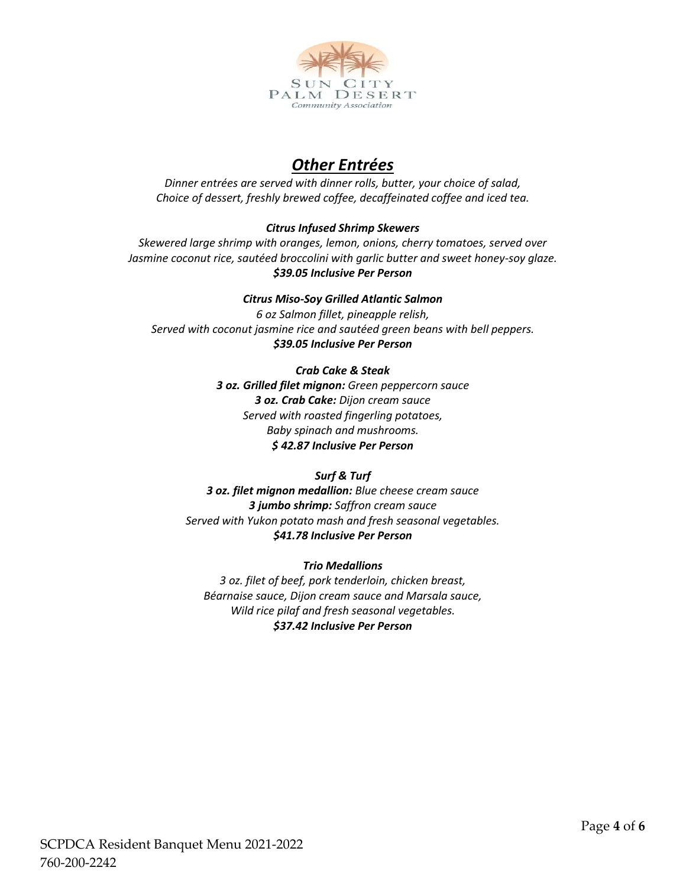## ***Other Entrées***

*Dinner entrées are served with dinner rolls, butter, your choice of salad,*
*Choice of dessert, freshly brewed coffee, decaffeinated coffee and iced tea.*

***Citrus Infused Shrimp Skewers***

*Skewered large shrimp with oranges, lemon, onions, cherry tomatoes, served over*
*Jasmine coconut rice, sautéed broccolini with garlic butter and sweet honey-soy glaze.*
***$39.05 Inclusive Per Person***

***Citrus Miso-Soy Grilled Atlantic Salmon***

*6 oz Salmon fillet, pineapple relish,*
*Served with coconut jasmine rice and sautéed green beans with bell peppers.*
***$39.05 Inclusive Per Person***

***Crab Cake & Steak***

***3 oz. Grilled filet mignon:*** *Green peppercorn sauce*
***3 oz. Crab Cake:*** *Dijon cream sauce*
*Served with roasted fingerling potatoes,*
*Baby spinach and mushrooms.*
***$ 42.87 Inclusive Per Person***

***Surf & Turf***

***3 oz. filet mignon medallion:*** *Blue cheese cream sauce*
***3 jumbo shrimp:*** *Saffron cream sauce*
*Served with Yukon potato mash and fresh seasonal vegetables.*
***$41.78 Inclusive Per Person***

***Trio Medallions***

*3 oz. filet of beef, pork tenderloin, chicken breast,*
*Béarnaise sauce, Dijon cream sauce and Marsala sauce,*
*Wild rice pilaf and fresh seasonal vegetables.*
***$37.42 Inclusive Per Person***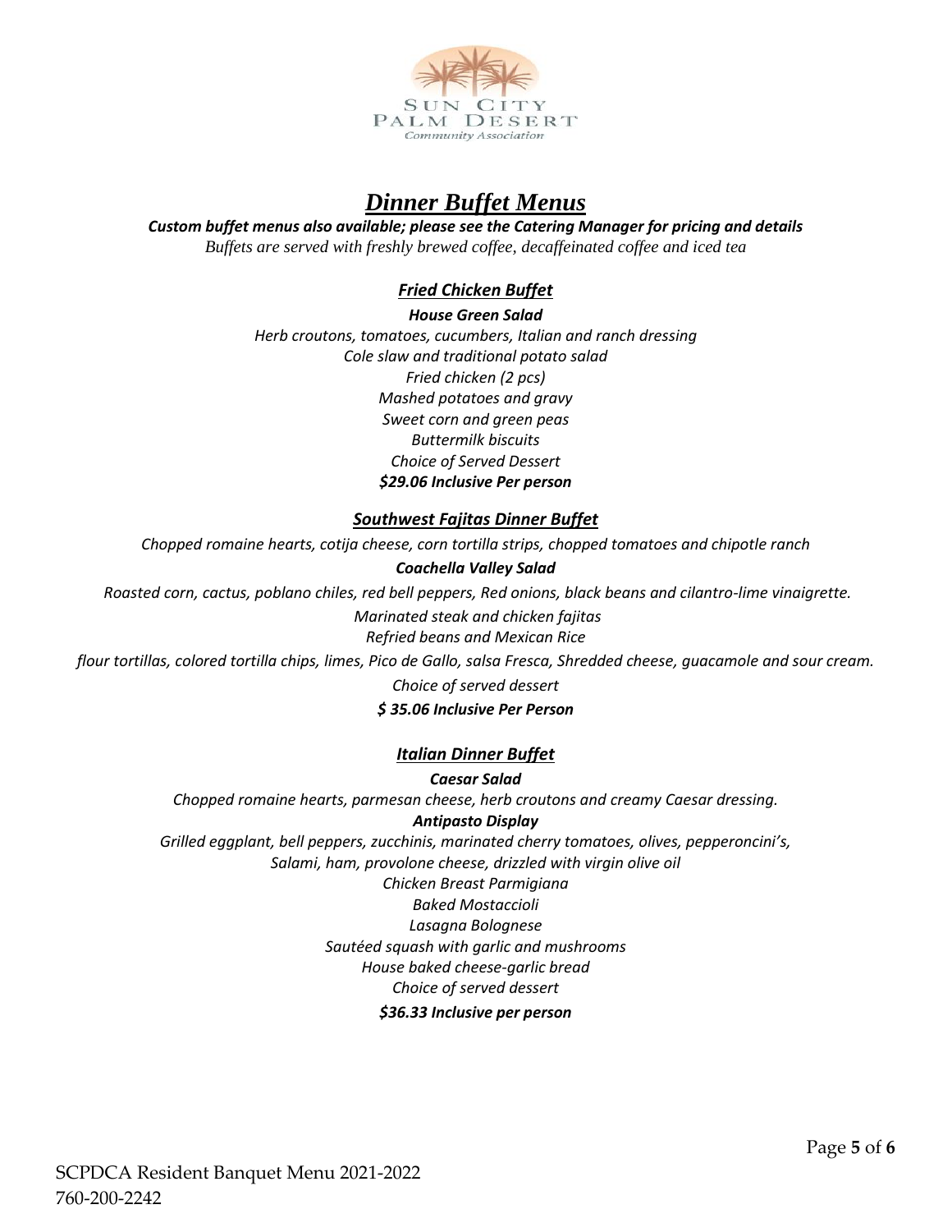Sun City Palm Desert Community Association

# *Dinner Buffet Menus*

***Custom buffet menus also available; please see the Catering Manager for pricing and details***

*Buffets are served with freshly brewed coffee, decaffeinated coffee and iced tea*

## *Fried Chicken Buffet*

***House Green Salad***

*Herb croutons, tomatoes, cucumbers, Italian and ranch dressing*

*Cole slaw and traditional potato salad*

*Fried chicken (2 pcs)*

*Mashed potatoes and gravy*

*Sweet corn and green peas*

*Buttermilk biscuits*

*Choice of Served Dessert*

***$29.06 Inclusive Per person***

## *Southwest Fajitas Dinner Buffet*

*Chopped romaine hearts, cotija cheese, corn tortilla strips, chopped tomatoes and chipotle ranch*

***Coachella Valley Salad***

*Roasted corn, cactus, poblano chiles, red bell peppers, Red onions, black beans and cilantro-lime vinaigrette.*

*Marinated steak and chicken fajitas*

*Refried beans and Mexican Rice*

*flour tortillas, colored tortilla chips, limes, Pico de Gallo, salsa Fresca, Shredded cheese, guacamole and sour cream.*

*Choice of served dessert*

***$ 35.06 Inclusive Per Person***

## *Italian Dinner Buffet*

***Caesar Salad***

*Chopped romaine hearts, parmesan cheese, herb croutons and creamy Caesar dressing.*

***Antipasto Display***

*Grilled eggplant, bell peppers, zucchinis, marinated cherry tomatoes, olives, pepperoncini's,*

*Salami, ham, provolone cheese, drizzled with virgin olive oil*

*Chicken Breast Parmigiana*

*Baked Mostaccioli*

*Lasagna Bolognese*

*Sautéed squash with garlic and mushrooms*

*House baked cheese-garlic bread*

*Choice of served dessert*

***$36.33 Inclusive per person***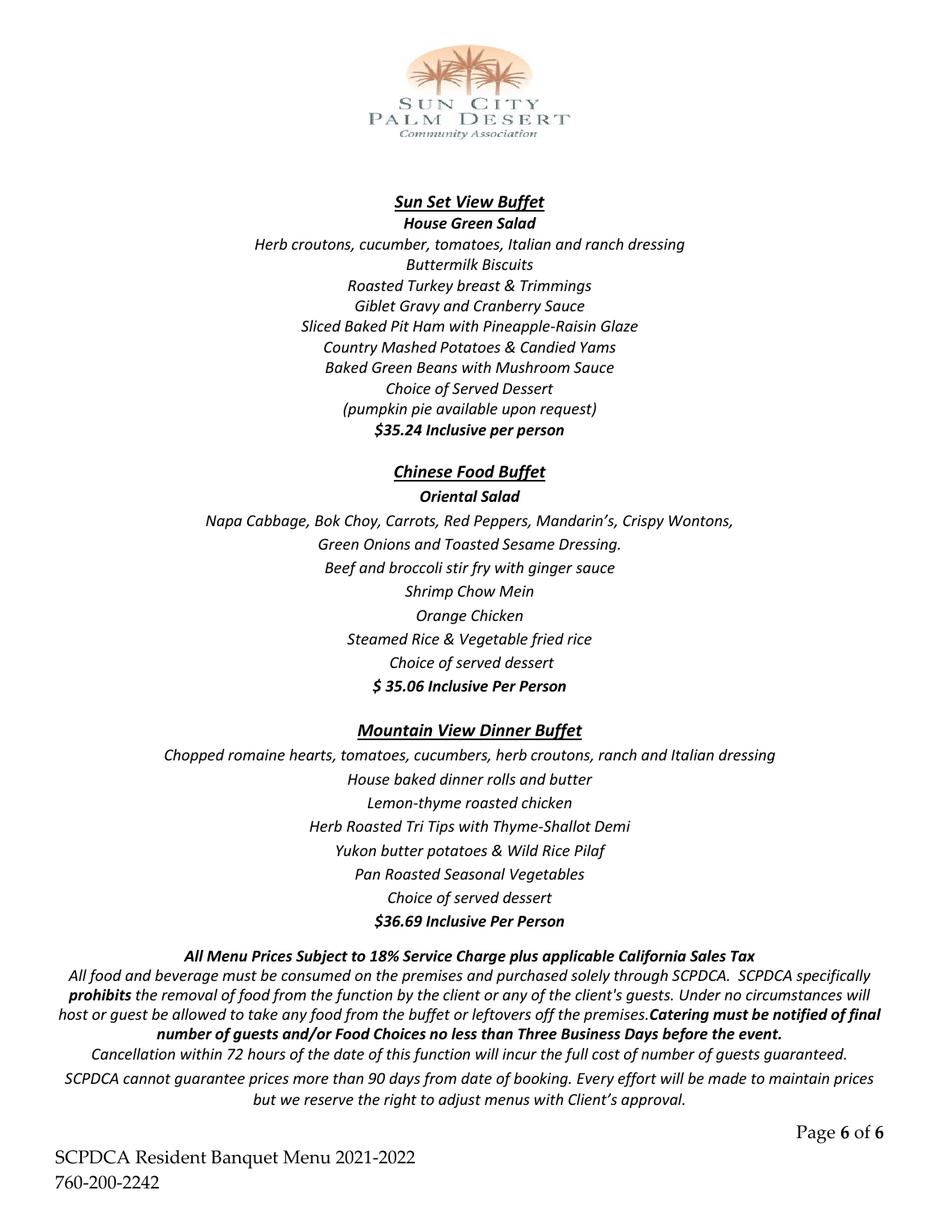## ***Sun Set View Buffet***

***House Green Salad***

*Herb croutons, cucumber, tomatoes, Italian and ranch dressing*

*Buttermilk Biscuits*

*Roasted Turkey breast & Trimmings*

*Giblet Gravy and Cranberry Sauce*

*Sliced Baked Pit Ham with Pineapple-Raisin Glaze*

*Country Mashed Potatoes & Candied Yams*

*Baked Green Beans with Mushroom Sauce*

*Choice of Served Dessert*

*(pumpkin pie available upon request)*

***$35.24 Inclusive per person***

## ***Chinese Food Buffet***

***Oriental Salad***

*Napa Cabbage, Bok Choy, Carrots, Red Peppers, Mandarin's, Crispy Wontons, Green Onions and Toasted Sesame Dressing.*

*Beef and broccoli stir fry with ginger sauce*

*Shrimp Chow Mein*

*Orange Chicken*

*Steamed Rice & Vegetable fried rice*

*Choice of served dessert*

***$ 35.06 Inclusive Per Person***

## ***Mountain View Dinner Buffet***

*Chopped romaine hearts, tomatoes, cucumbers, herb croutons, ranch and Italian dressing*

*House baked dinner rolls and butter*

*Lemon-thyme roasted chicken*

*Herb Roasted Tri Tips with Thyme-Shallot Demi*

*Yukon butter potatoes & Wild Rice Pilaf*

*Pan Roasted Seasonal Vegetables*

*Choice of served dessert*

***$36.69 Inclusive Per Person***

***All Menu Prices Subject to 18% Service Charge plus applicable California Sales Tax***

*All food and beverage must be consumed on the premises and purchased solely through SCPDCA. SCPDCA specifically* ***prohibits*** *the removal of food from the function by the client or any of the client's guests. Under no circumstances will host or guest be allowed to take any food from the buffet or leftovers off the premises.* ***Catering must be notified of final number of guests and/or Food Choices no less than Three Business Days before the event.***

*Cancellation within 72 hours of the date of this function will incur the full cost of number of guests guaranteed.*

*SCPDCA cannot guarantee prices more than 90 days from date of booking. Every effort will be made to maintain prices but we reserve the right to adjust menus with Client's approval.*